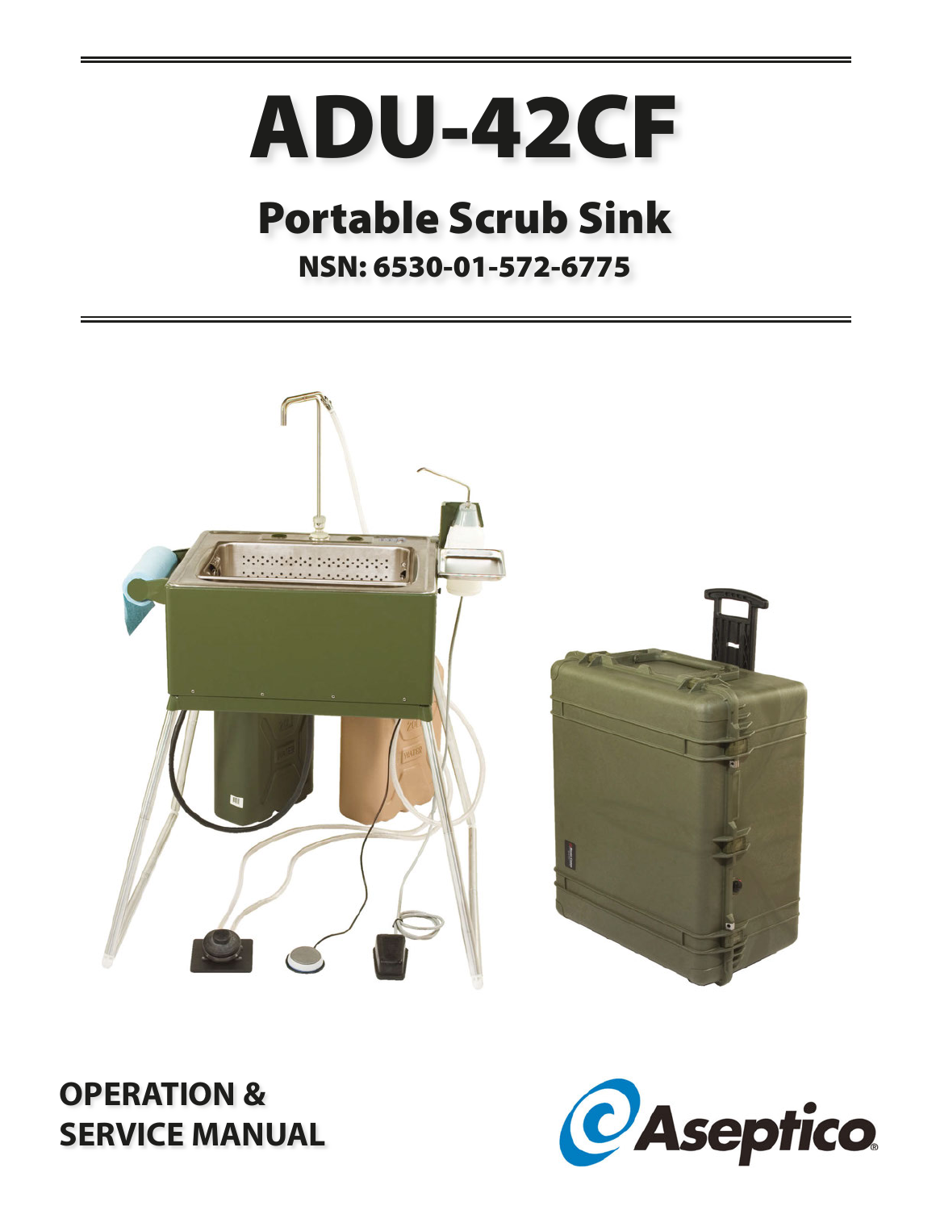# ADU-42CF

## Portable Scrub Sink

**NSN: 6530-01-572-6775**

**OPERATION & SERVICE MANUAL**

Aseptico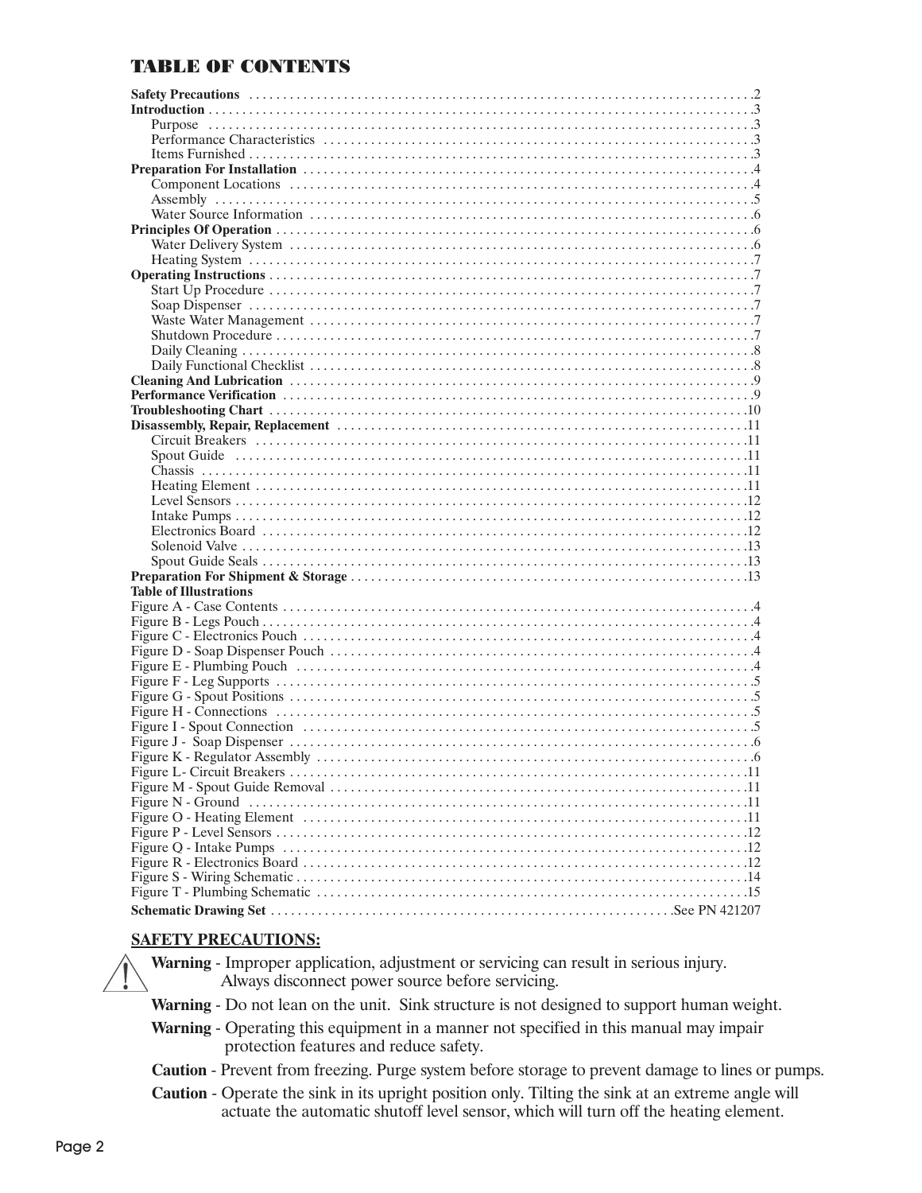# TABLE OF CONTENTS

**Safety Precautions** ....... 2
**Introduction** ....... 3
- Purpose ....... 3
- Performance Characteristics ....... 3
- Items Furnished ....... 3

**Preparation For Installation** ....... 4
- Component Locations ....... 4
- Assembly ....... 5
- Water Source Information ....... 6

**Principles Of Operation** ....... 6
- Water Delivery System ....... 6
- Heating System ....... 7

**Operating Instructions** ....... 7
- Start Up Procedure ....... 7
- Soap Dispenser ....... 7
- Waste Water Management ....... 7
- Shutdown Procedure ....... 7
- Daily Cleaning ....... 8
- Daily Functional Checklist ....... 8

**Cleaning And Lubrication** ....... 9
**Performance Verification** ....... 9
**Troubleshooting Chart** ....... 10
**Disassembly, Repair, Replacement** ....... 11
- Circuit Breakers ....... 11
- Spout Guide ....... 11
- Chassis ....... 11
- Heating Element ....... 11
- Level Sensors ....... 12
- Intake Pumps ....... 12
- Electronics Board ....... 12
- Solenoid Valve ....... 13
- Spout Guide Seals ....... 13

**Preparation For Shipment & Storage** ....... 13

**Table of Illustrations**

Figure A - Case Contents ....... 4
Figure B - Legs Pouch ....... 4
Figure C - Electronics Pouch ....... 4
Figure D - Soap Dispenser Pouch ....... 4
Figure E - Plumbing Pouch ....... 4
Figure F - Leg Supports ....... 5
Figure G - Spout Positions ....... 5
Figure H - Connections ....... 5
Figure I - Spout Connection ....... 5
Figure J - Soap Dispenser ....... 6
Figure K - Regulator Assembly ....... 6
Figure L- Circuit Breakers ....... 11
Figure M - Spout Guide Removal ....... 11
Figure N - Ground ....... 11
Figure O - Heating Element ....... 11
Figure P - Level Sensors ....... 12
Figure Q - Intake Pumps ....... 12
Figure R - Electronics Board ....... 12
Figure S - Wiring Schematic ....... 14
Figure T - Plumbing Schematic ....... 15

**Schematic Drawing Set** ....... See PN 421207

## SAFETY PRECAUTIONS:

**Warning** - Improper application, adjustment or servicing can result in serious injury. Always disconnect power source before servicing.

**Warning** - Do not lean on the unit. Sink structure is not designed to support human weight.

**Warning** - Operating this equipment in a manner not specified in this manual may impair protection features and reduce safety.

**Caution** - Prevent from freezing. Purge system before storage to prevent damage to lines or pumps.

**Caution** - Operate the sink in its upright position only. Tilting the sink at an extreme angle will actuate the automatic shutoff level sensor, which will turn off the heating element.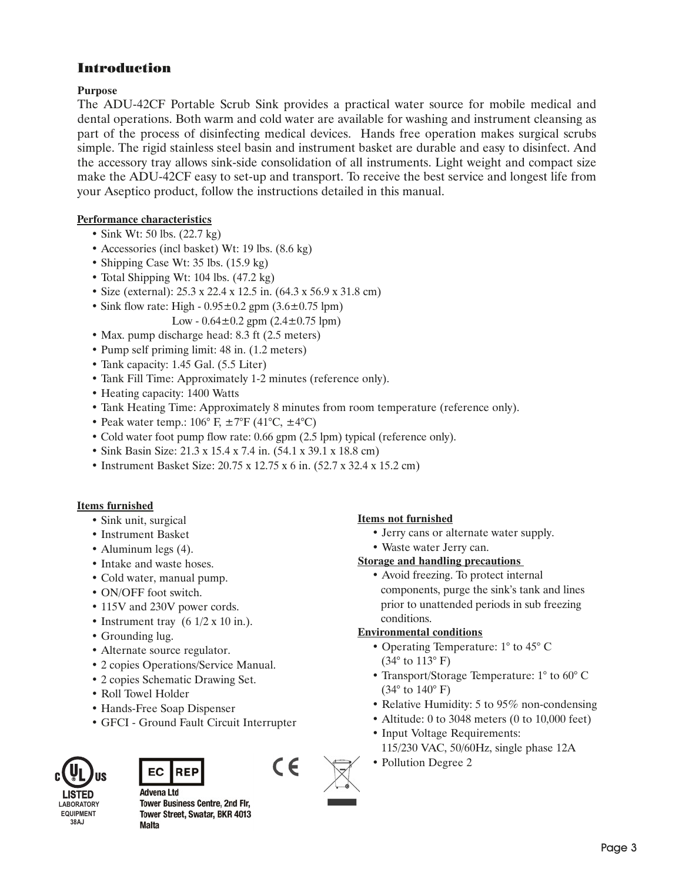# Introduction

**Purpose**

The ADU-42CF Portable Scrub Sink provides a practical water source for mobile medical and dental operations. Both warm and cold water are available for washing and instrument cleansing as part of the process of disinfecting medical devices. Hands free operation makes surgical scrubs simple. The rigid stainless steel basin and instrument basket are durable and easy to disinfect. And the accessory tray allows sink-side consolidation of all instruments. Light weight and compact size make the ADU-42CF easy to set-up and transport. To receive the best service and longest life from your Aseptico product, follow the instructions detailed in this manual.

**Performance characteristics**

- Sink Wt: 50 lbs. (22.7 kg)
- Accessories (incl basket) Wt: 19 lbs. (8.6 kg)
- Shipping Case Wt: 35 lbs. (15.9 kg)
- Total Shipping Wt: 104 lbs. (47.2 kg)
- Size (external): 25.3 x 22.4 x 12.5 in. (64.3 x 56.9 x 31.8 cm)
- Sink flow rate: High - 0.95±0.2 gpm (3.6±0.75 lpm)
  Low - 0.64±0.2 gpm (2.4±0.75 lpm)
- Max. pump discharge head: 8.3 ft (2.5 meters)
- Pump self priming limit: 48 in. (1.2 meters)
- Tank capacity: 1.45 Gal. (5.5 Liter)
- Tank Fill Time: Approximately 1-2 minutes (reference only).
- Heating capacity: 1400 Watts
- Tank Heating Time: Approximately 8 minutes from room temperature (reference only).
- Peak water temp.: 106° F, ±7°F (41°C, ±4°C)
- Cold water foot pump flow rate: 0.66 gpm (2.5 lpm) typical (reference only).
- Sink Basin Size: 21.3 x 15.4 x 7.4 in. (54.1 x 39.1 x 18.8 cm)
- Instrument Basket Size: 20.75 x 12.75 x 6 in. (52.7 x 32.4 x 15.2 cm)

**Items furnished**

- Sink unit, surgical
- Instrument Basket
- Aluminum legs (4).
- Intake and waste hoses.
- Cold water, manual pump.
- ON/OFF foot switch.
- 115V and 230V power cords.
- Instrument tray (6 1/2 x 10 in.).
- Grounding lug.
- Alternate source regulator.
- 2 copies Operations/Service Manual.
- 2 copies Schematic Drawing Set.
- Roll Towel Holder
- Hands-Free Soap Dispenser
- GFCI - Ground Fault Circuit Interrupter

**Items not furnished**

- Jerry cans or alternate water supply.
- Waste water Jerry can.

**Storage and handling precautions**

- Avoid freezing. To protect internal components, purge the sink's tank and lines prior to unattended periods in sub freezing conditions.

**Environmental conditions**

- Operating Temperature: 1° to 45° C (34° to 113° F)
- Transport/Storage Temperature: 1° to 60° C (34° to 140° F)
- Relative Humidity: 5 to 95% non-condensing
- Altitude: 0 to 3048 meters (0 to 10,000 feet)
- Input Voltage Requirements: 115/230 VAC, 50/60Hz, single phase 12A
- Pollution Degree 2

c UL us LISTED LABORATORY EQUIPMENT 38AJ

EC REP
Advena Ltd
Tower Business Centre, 2nd Flr,
Tower Street, Swatar, BKR 4013
Malta

CE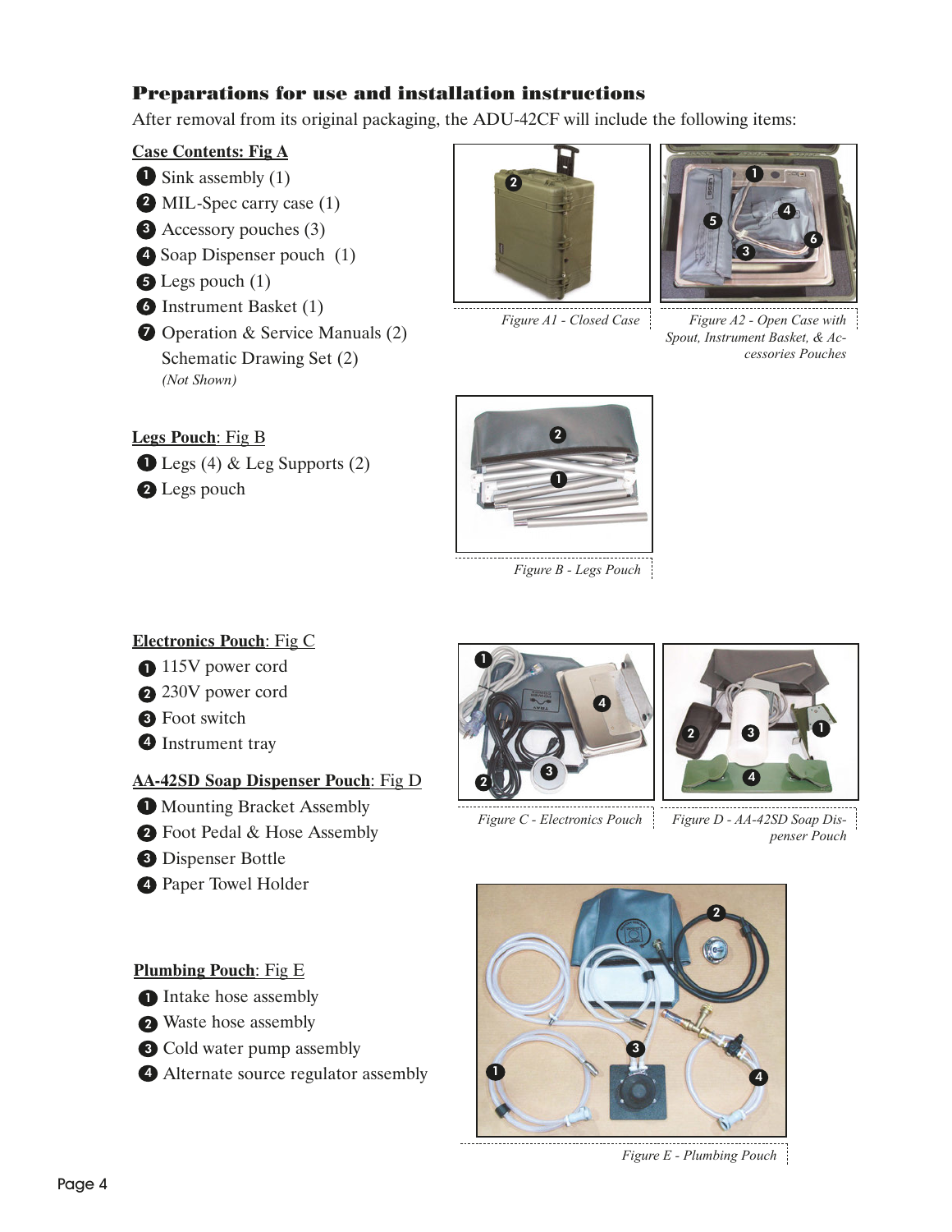## Preparations for use and installation instructions

After removal from its original packaging, the ADU-42CF will include the following items:

**Case Contents: Fig A**

1. Sink assembly (1)
2. MIL-Spec carry case (1)
3. Accessory pouches (3)
4. Soap Dispenser pouch (1)
5. Legs pouch (1)
6. Instrument Basket (1)
7. Operation & Service Manuals (2)
   Schematic Drawing Set (2)
   *(Not Shown)*

*Figure A1 - Closed Case*

*Figure A2 - Open Case with Spout, Instrument Basket, & Accessories Pouches*

**Legs Pouch: Fig B**

1. Legs (4) & Leg Supports (2)
2. Legs pouch

*Figure B - Legs Pouch*

**Electronics Pouch: Fig C**

1. 115V power cord
2. 230V power cord
3. Foot switch
4. Instrument tray

**AA-42SD Soap Dispenser Pouch: Fig D**

1. Mounting Bracket Assembly
2. Foot Pedal & Hose Assembly
3. Dispenser Bottle
4. Paper Towel Holder

*Figure C - Electronics Pouch*

*Figure D - AA-42SD Soap Dispenser Pouch*

**Plumbing Pouch: Fig E**

1. Intake hose assembly
2. Waste hose assembly
3. Cold water pump assembly
4. Alternate source regulator assembly

*Figure E - Plumbing Pouch*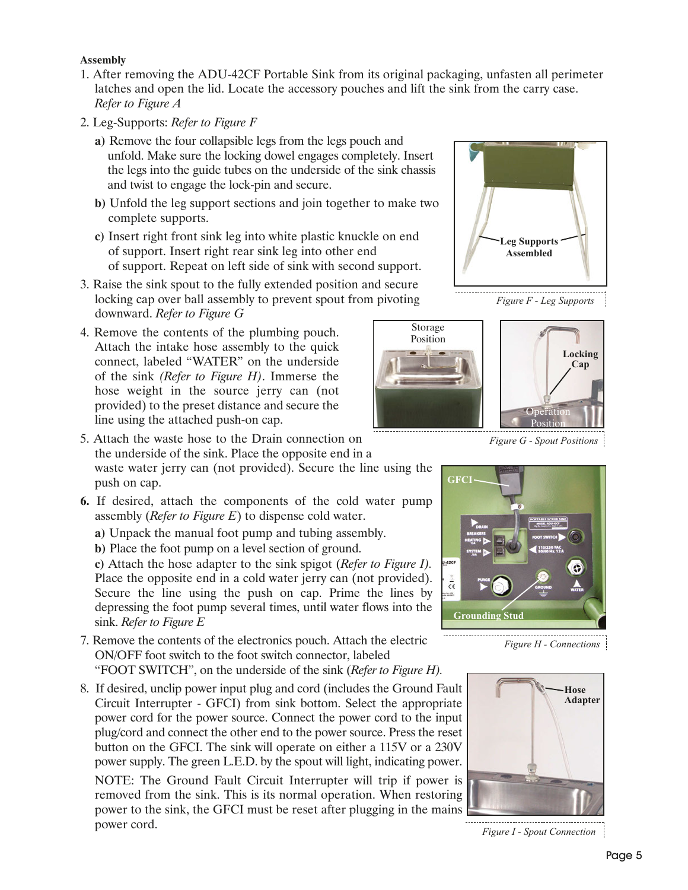**Assembly**

1. After removing the ADU-42CF Portable Sink from its original packaging, unfasten all perimeter latches and open the lid. Locate the accessory pouches and lift the sink from the carry case. *Refer to Figure A*

2. Leg-Supports: *Refer to Figure F*

   **a)** Remove the four collapsible legs from the legs pouch and unfold. Make sure the locking dowel engages completely. Insert the legs into the guide tubes on the underside of the sink chassis and twist to engage the lock-pin and secure.

   **b)** Unfold the leg support sections and join together to make two complete supports.

   **c)** Insert right front sink leg into white plastic knuckle on end of support. Insert right rear sink leg into other end of support. Repeat on left side of sink with second support.

3. Raise the sink spout to the fully extended position and secure locking cap over ball assembly to prevent spout from pivoting downward. *Refer to Figure G*

4. Remove the contents of the plumbing pouch. Attach the intake hose assembly to the quick connect, labeled "WATER" on the underside of the sink *(Refer to Figure H)*. Immerse the hose weight in the source jerry can (not provided) to the preset distance and secure the line using the attached push-on cap.

5. Attach the waste hose to the Drain connection on the underside of the sink. Place the opposite end in a waste water jerry can (not provided). Secure the line using the push on cap.

**6.** If desired, attach the components of the cold water pump assembly (*Refer to Figure E*) to dispense cold water.

   **a)** Unpack the manual foot pump and tubing assembly.

   **b)** Place the foot pump on a level section of ground.

   **c)** Attach the hose adapter to the sink spigot (*Refer to Figure I).* Place the opposite end in a cold water jerry can (not provided). Secure the line using the push on cap. Prime the lines by depressing the foot pump several times, until water flows into the sink. *Refer to Figure E*

7. Remove the contents of the electronics pouch. Attach the electric ON/OFF foot switch to the foot switch connector, labeled "FOOT SWITCH", on the underside of the sink (*Refer to Figure H).*

8. If desired, unclip power input plug and cord (includes the Ground Fault Circuit Interrupter - GFCI) from sink bottom. Select the appropriate power cord for the power source. Connect the power cord to the input plug/cord and connect the other end to the power source. Press the reset button on the GFCI. The sink will operate on either a 115V or a 230V power supply. The green L.E.D. by the spout will light, indicating power.

   NOTE: The Ground Fault Circuit Interrupter will trip if power is removed from the sink. This is its normal operation. When restoring power to the sink, the GFCI must be reset after plugging in the mains power cord.

Leg Supports Assembled

*Figure F - Leg Supports*

Storage Position

Locking Cap

Operation Position

*Figure G - Spout Positions*

GFCI

Grounding Stud

*Figure H - Connections*

Hose Adapter

*Figure I - Spout Connection*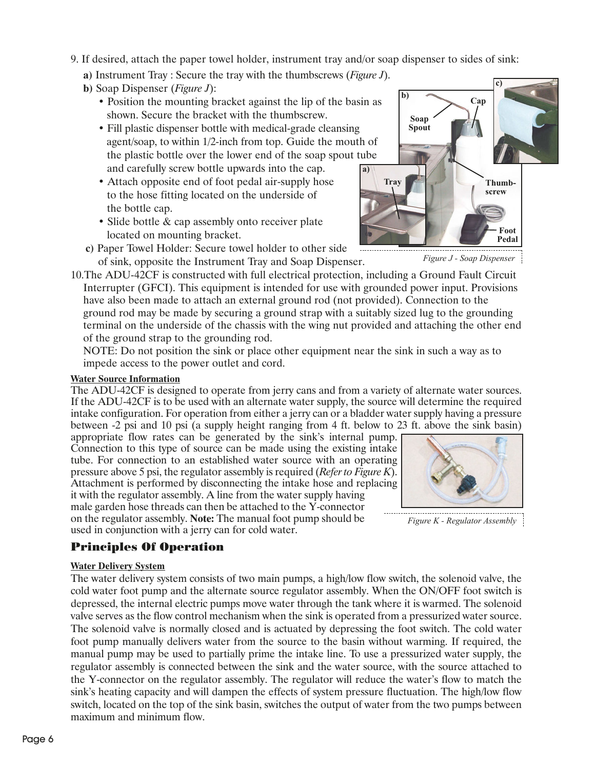9. If desired, attach the paper towel holder, instrument tray and/or soap dispenser to sides of sink:
   - **a)** Instrument Tray : Secure the tray with the thumbscrews (*Figure J*).
   - **b)** Soap Dispenser (*Figure J*):
     - Position the mounting bracket against the lip of the basin as shown. Secure the bracket with the thumbscrew.
     - Fill plastic dispenser bottle with medical-grade cleansing agent/soap, to within 1/2-inch from top. Guide the mouth of the plastic bottle over the lower end of the soap spout tube and carefully screw bottle upwards into the cap.
     - Attach opposite end of foot pedal air-supply hose to the hose fitting located on the underside of the bottle cap.
     - Slide bottle & cap assembly onto receiver plate located on mounting bracket.
   - **c)** Paper Towel Holder: Secure towel holder to other side of sink, opposite the Instrument Tray and Soap Dispenser.

*Figure J - Soap Dispenser*

10. The ADU-42CF is constructed with full electrical protection, including a Ground Fault Circuit Interrupter (GFCI). This equipment is intended for use with grounded power input. Provisions have also been made to attach an external ground rod (not provided). Connection to the ground rod may be made by securing a ground strap with a suitably sized lug to the grounding terminal on the underside of the chassis with the wing nut provided and attaching the other end of the ground strap to the grounding rod.

    NOTE: Do not position the sink or place other equipment near the sink in such a way as to impede access to the power outlet and cord.

**Water Source Information**

The ADU-42CF is designed to operate from jerry cans and from a variety of alternate water sources. If the ADU-42CF is to be used with an alternate water supply, the source will determine the required intake configuration. For operation from either a jerry can or a bladder water supply having a pressure between -2 psi and 10 psi (a supply height ranging from 4 ft. below to 23 ft. above the sink basin) appropriate flow rates can be generated by the sink's internal pump. Connection to this type of source can be made using the existing intake tube. For connection to an established water source with an operating pressure above 5 psi, the regulator assembly is required (*Refer to Figure K*). Attachment is performed by disconnecting the intake hose and replacing it with the regulator assembly. A line from the water supply having male garden hose threads can then be attached to the Y-connector on the regulator assembly. **Note:** The manual foot pump should be used in conjunction with a jerry can for cold water.

*Figure K - Regulator Assembly*

## Principles Of Operation

**Water Delivery System**

The water delivery system consists of two main pumps, a high/low flow switch, the solenoid valve, the cold water foot pump and the alternate source regulator assembly. When the ON/OFF foot switch is depressed, the internal electric pumps move water through the tank where it is warmed. The solenoid valve serves as the flow control mechanism when the sink is operated from a pressurized water source. The solenoid valve is normally closed and is actuated by depressing the foot switch. The cold water foot pump manually delivers water from the source to the basin without warming. If required, the manual pump may be used to partially prime the intake line. To use a pressurized water supply, the regulator assembly is connected between the sink and the water source, with the source attached to the Y-connector on the regulator assembly. The regulator will reduce the water's flow to match the sink's heating capacity and will dampen the effects of system pressure fluctuation. The high/low flow switch, located on the top of the sink basin, switches the output of water from the two pumps between maximum and minimum flow.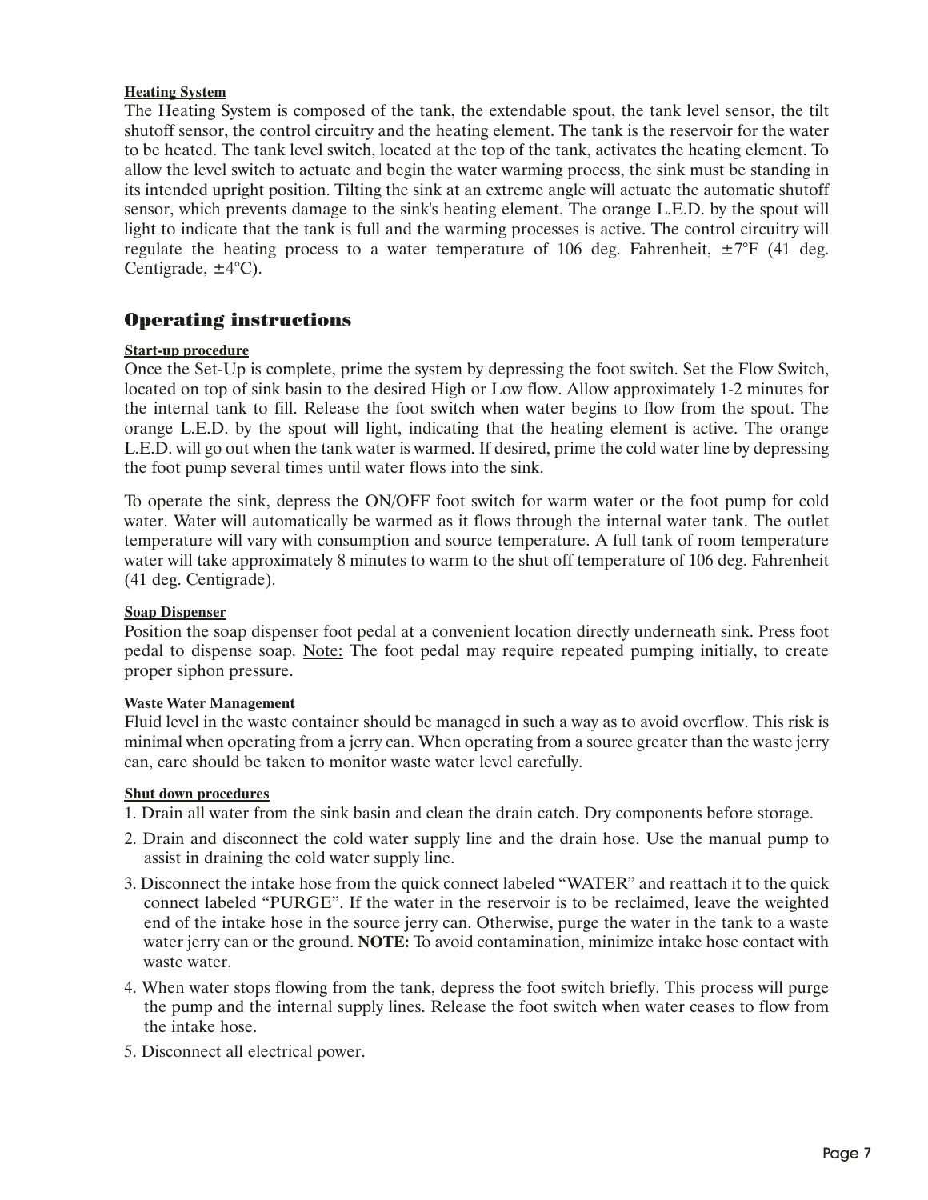#### Heating System

The Heating System is composed of the tank, the extendable spout, the tank level sensor, the tilt shutoff sensor, the control circuitry and the heating element. The tank is the reservoir for the water to be heated. The tank level switch, located at the top of the tank, activates the heating element. To allow the level switch to actuate and begin the water warming process, the sink must be standing in its intended upright position. Tilting the sink at an extreme angle will actuate the automatic shutoff sensor, which prevents damage to the sink's heating element. The orange L.E.D. by the spout will light to indicate that the tank is full and the warming processes is active. The control circuitry will regulate the heating process to a water temperature of 106 deg. Fahrenheit, ±7°F (41 deg. Centigrade, ±4°C).

## Operating instructions

#### Start-up procedure

Once the Set-Up is complete, prime the system by depressing the foot switch. Set the Flow Switch, located on top of sink basin to the desired High or Low flow. Allow approximately 1-2 minutes for the internal tank to fill. Release the foot switch when water begins to flow from the spout. The orange L.E.D. by the spout will light, indicating that the heating element is active. The orange L.E.D. will go out when the tank water is warmed. If desired, prime the cold water line by depressing the foot pump several times until water flows into the sink.

To operate the sink, depress the ON/OFF foot switch for warm water or the foot pump for cold water. Water will automatically be warmed as it flows through the internal water tank. The outlet temperature will vary with consumption and source temperature. A full tank of room temperature water will take approximately 8 minutes to warm to the shut off temperature of 106 deg. Fahrenheit (41 deg. Centigrade).

#### Soap Dispenser

Position the soap dispenser foot pedal at a convenient location directly underneath sink. Press foot pedal to dispense soap. Note: The foot pedal may require repeated pumping initially, to create proper siphon pressure.

#### Waste Water Management

Fluid level in the waste container should be managed in such a way as to avoid overflow. This risk is minimal when operating from a jerry can. When operating from a source greater than the waste jerry can, care should be taken to monitor waste water level carefully.

#### Shut down procedures

1. Drain all water from the sink basin and clean the drain catch. Dry components before storage.
2. Drain and disconnect the cold water supply line and the drain hose. Use the manual pump to assist in draining the cold water supply line.
3. Disconnect the intake hose from the quick connect labeled "WATER" and reattach it to the quick connect labeled "PURGE". If the water in the reservoir is to be reclaimed, leave the weighted end of the intake hose in the source jerry can. Otherwise, purge the water in the tank to a waste water jerry can or the ground. **NOTE:** To avoid contamination, minimize intake hose contact with waste water.
4. When water stops flowing from the tank, depress the foot switch briefly. This process will purge the pump and the internal supply lines. Release the foot switch when water ceases to flow from the intake hose.
5. Disconnect all electrical power.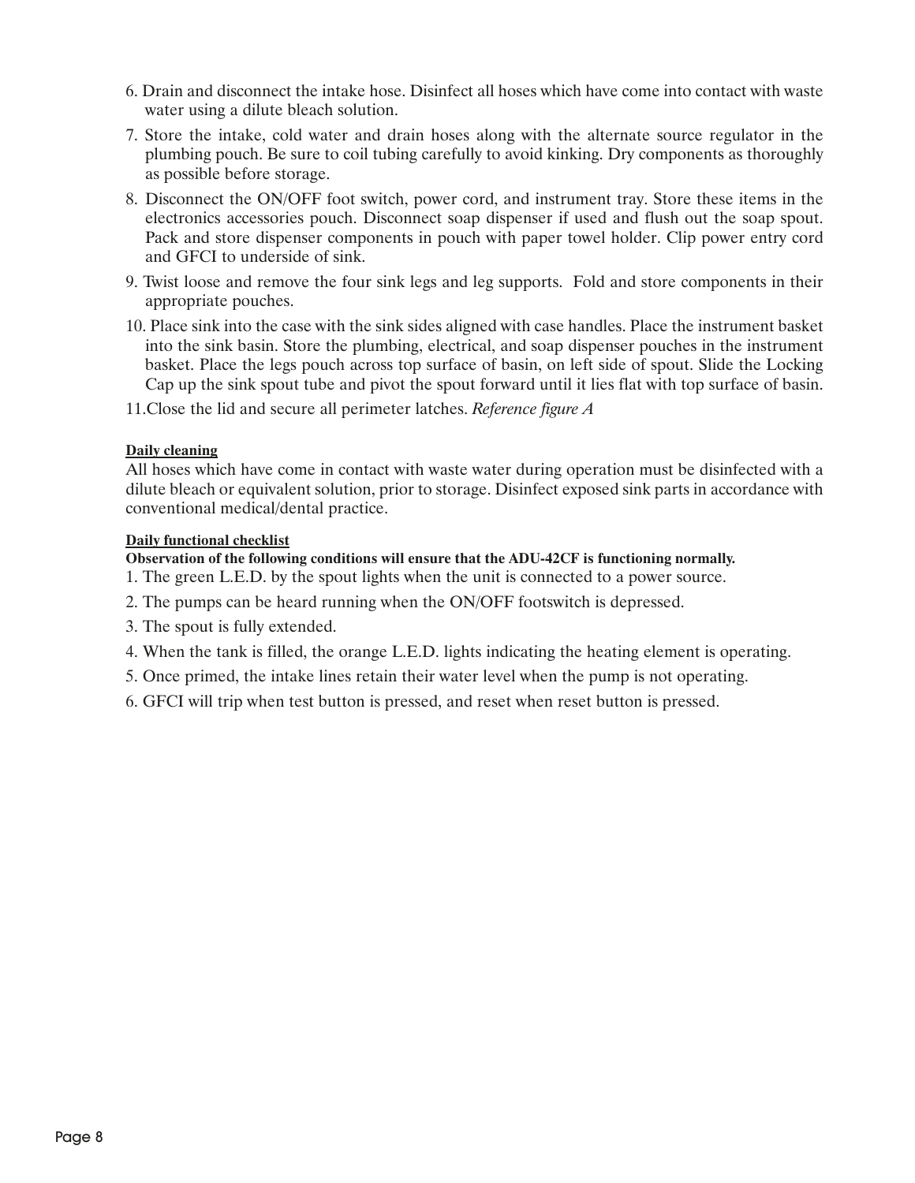6. Drain and disconnect the intake hose. Disinfect all hoses which have come into contact with waste water using a dilute bleach solution.

7. Store the intake, cold water and drain hoses along with the alternate source regulator in the plumbing pouch. Be sure to coil tubing carefully to avoid kinking. Dry components as thoroughly as possible before storage.

8. Disconnect the ON/OFF foot switch, power cord, and instrument tray. Store these items in the electronics accessories pouch. Disconnect soap dispenser if used and flush out the soap spout. Pack and store dispenser components in pouch with paper towel holder. Clip power entry cord and GFCI to underside of sink.

9. Twist loose and remove the four sink legs and leg supports. Fold and store components in their appropriate pouches.

10. Place sink into the case with the sink sides aligned with case handles. Place the instrument basket into the sink basin. Store the plumbing, electrical, and soap dispenser pouches in the instrument basket. Place the legs pouch across top surface of basin, on left side of spout. Slide the Locking Cap up the sink spout tube and pivot the spout forward until it lies flat with top surface of basin.

11. Close the lid and secure all perimeter latches. *Reference figure A*

#### Daily cleaning

All hoses which have come in contact with waste water during operation must be disinfected with a dilute bleach or equivalent solution, prior to storage. Disinfect exposed sink parts in accordance with conventional medical/dental practice.

#### Daily functional checklist

**Observation of the following conditions will ensure that the ADU-42CF is functioning normally.**

1. The green L.E.D. by the spout lights when the unit is connected to a power source.
2. The pumps can be heard running when the ON/OFF footswitch is depressed.
3. The spout is fully extended.
4. When the tank is filled, the orange L.E.D. lights indicating the heating element is operating.
5. Once primed, the intake lines retain their water level when the pump is not operating.
6. GFCI will trip when test button is pressed, and reset when reset button is pressed.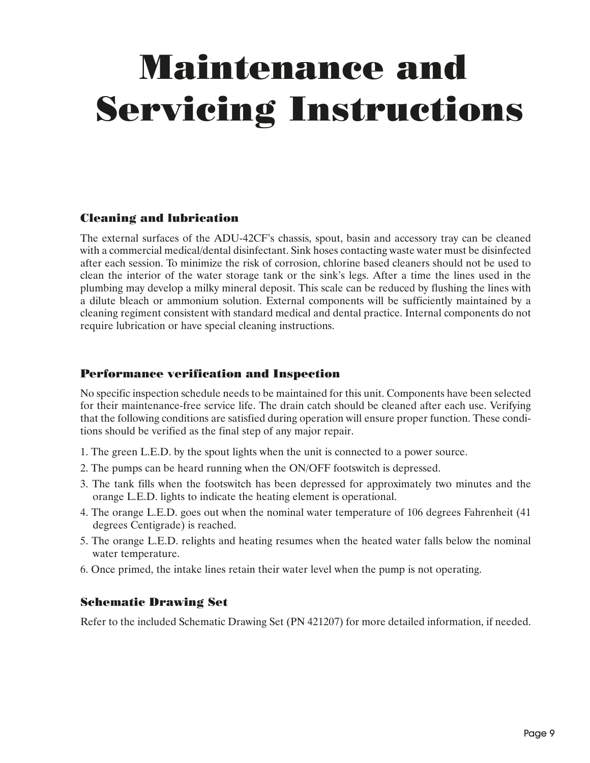# Maintenance and Servicing Instructions

### Cleaning and lubrication

The external surfaces of the ADU-42CF's chassis, spout, basin and accessory tray can be cleaned with a commercial medical/dental disinfectant. Sink hoses contacting waste water must be disinfected after each session. To minimize the risk of corrosion, chlorine based cleaners should not be used to clean the interior of the water storage tank or the sink's legs. After a time the lines used in the plumbing may develop a milky mineral deposit. This scale can be reduced by flushing the lines with a dilute bleach or ammonium solution. External components will be sufficiently maintained by a cleaning regiment consistent with standard medical and dental practice. Internal components do not require lubrication or have special cleaning instructions.

### Performance verification and Inspection

No specific inspection schedule needs to be maintained for this unit. Components have been selected for their maintenance-free service life. The drain catch should be cleaned after each use. Verifying that the following conditions are satisfied during operation will ensure proper function. These conditions should be verified as the final step of any major repair.

1. The green L.E.D. by the spout lights when the unit is connected to a power source.
2. The pumps can be heard running when the ON/OFF footswitch is depressed.
3. The tank fills when the footswitch has been depressed for approximately two minutes and the orange L.E.D. lights to indicate the heating element is operational.
4. The orange L.E.D. goes out when the nominal water temperature of 106 degrees Fahrenheit (41 degrees Centigrade) is reached.
5. The orange L.E.D. relights and heating resumes when the heated water falls below the nominal water temperature.
6. Once primed, the intake lines retain their water level when the pump is not operating.

### Schematic Drawing Set

Refer to the included Schematic Drawing Set (PN 421207) for more detailed information, if needed.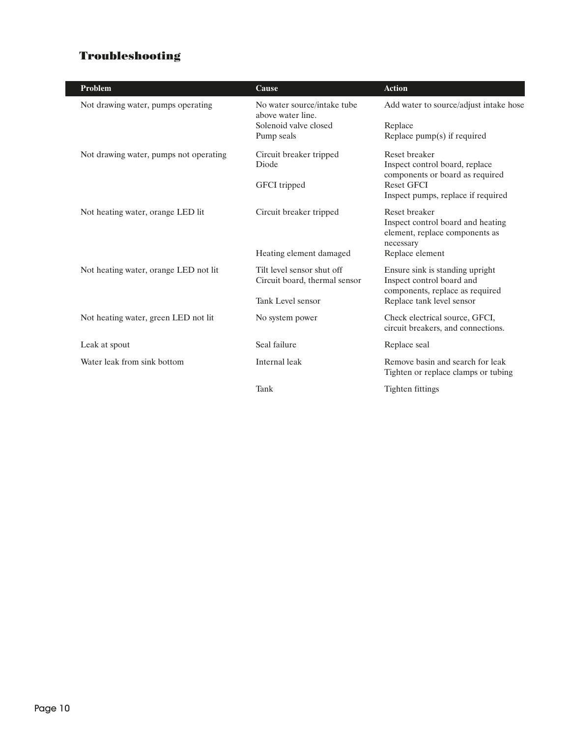## Troubleshooting

| Problem | Cause | Action |
|---|---|---|
| Not drawing water, pumps operating | No water source/intake tube above water line. | Add water to source/adjust intake hose |
| | Solenoid valve closed | Replace |
| | Pump seals | Replace pump(s) if required |
| Not drawing water, pumps not operating | Circuit breaker tripped | Reset breaker |
| | Diode | Inspect control board, replace components or board as required |
| | GFCI tripped | Reset GFCI<br>Inspect pumps, replace if required |
| Not heating water, orange LED lit | Circuit breaker tripped | Reset breaker<br>Inspect control board and heating element, replace components as necessary |
| | Heating element damaged | Replace element |
| Not heating water, orange LED not lit | Tilt level sensor shut off | Ensure sink is standing upright |
| | Circuit board, thermal sensor | Inspect control board and components, replace as required |
| | Tank Level sensor | Replace tank level sensor |
| Not heating water, green LED not lit | No system power | Check electrical source, GFCI, circuit breakers, and connections. |
| Leak at spout | Seal failure | Replace seal |
| Water leak from sink bottom | Internal leak | Remove basin and search for leak<br>Tighten or replace clamps or tubing |
| | Tank | Tighten fittings |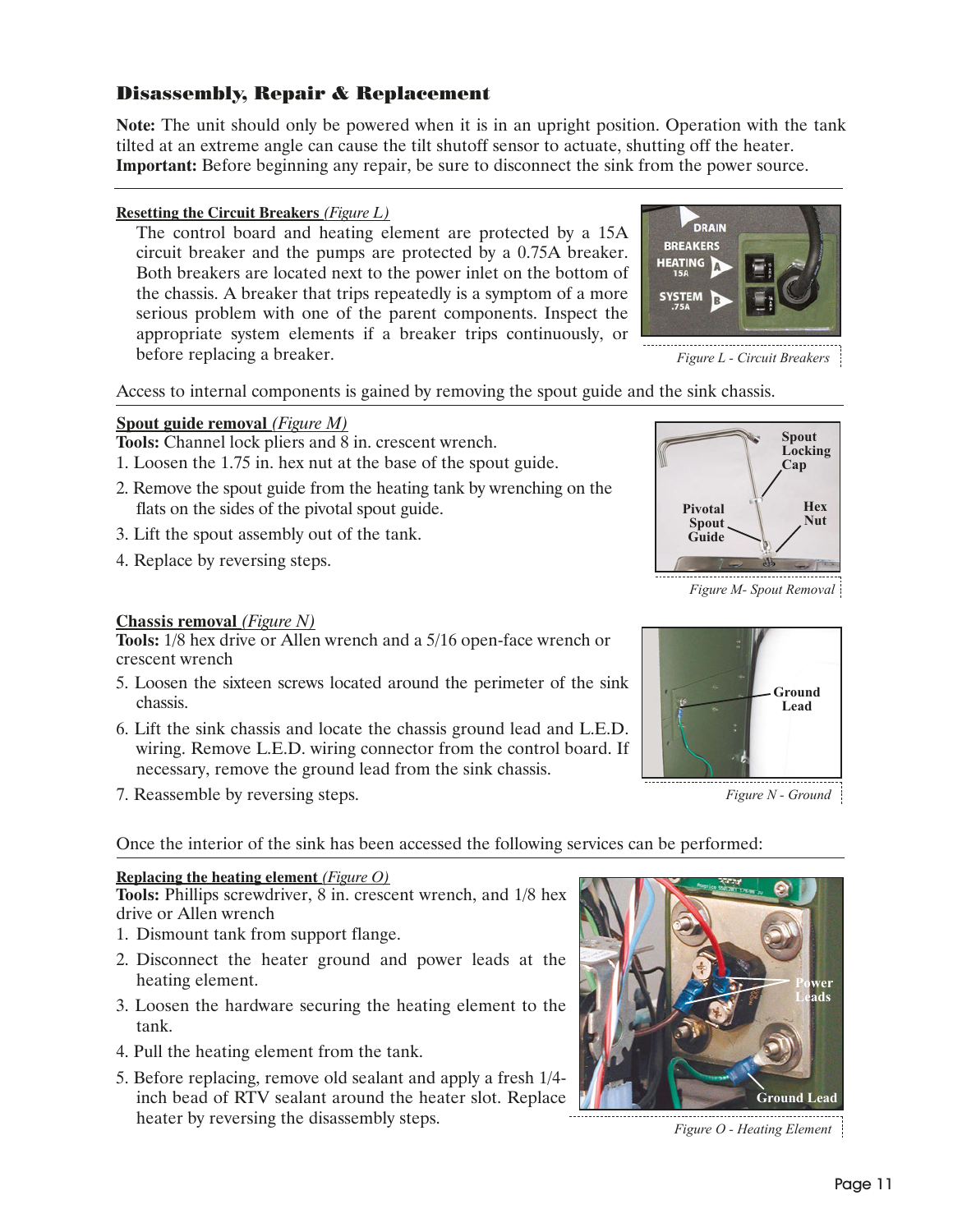## Disassembly, Repair & Replacement

**Note:** The unit should only be powered when it is in an upright position. Operation with the tank tilted at an extreme angle can cause the tilt shutoff sensor to actuate, shutting off the heater.
**Important:** Before beginning any repair, be sure to disconnect the sink from the power source.

**Resetting the Circuit Breakers** *(Figure L)*

The control board and heating element are protected by a 15A circuit breaker and the pumps are protected by a 0.75A breaker. Both breakers are located next to the power inlet on the bottom of the chassis. A breaker that trips repeatedly is a symptom of a more serious problem with one of the parent components. Inspect the appropriate system elements if a breaker trips continuously, or before replacing a breaker.

*Figure L - Circuit Breakers*

Access to internal components is gained by removing the spout guide and the sink chassis.

**Spout guide removal** *(Figure M)*

**Tools:** Channel lock pliers and 8 in. crescent wrench.

1. Loosen the 1.75 in. hex nut at the base of the spout guide.
2. Remove the spout guide from the heating tank by wrenching on the flats on the sides of the pivotal spout guide.
3. Lift the spout assembly out of the tank.
4. Replace by reversing steps.

*Figure M- Spout Removal*

**Chassis removal** *(Figure N)*

**Tools:** 1/8 hex drive or Allen wrench and a 5/16 open-face wrench or crescent wrench

5. Loosen the sixteen screws located around the perimeter of the sink chassis.
6. Lift the sink chassis and locate the chassis ground lead and L.E.D. wiring. Remove L.E.D. wiring connector from the control board. If necessary, remove the ground lead from the sink chassis.
7. Reassemble by reversing steps.

*Figure N - Ground*

Once the interior of the sink has been accessed the following services can be performed:

**Replacing the heating element** *(Figure O)*

**Tools:** Phillips screwdriver, 8 in. crescent wrench, and 1/8 hex drive or Allen wrench

1. Dismount tank from support flange.
2. Disconnect the heater ground and power leads at the heating element.
3. Loosen the hardware securing the heating element to the tank.
4. Pull the heating element from the tank.
5. Before replacing, remove old sealant and apply a fresh 1/4-inch bead of RTV sealant around the heater slot. Replace heater by reversing the disassembly steps.

*Figure O - Heating Element*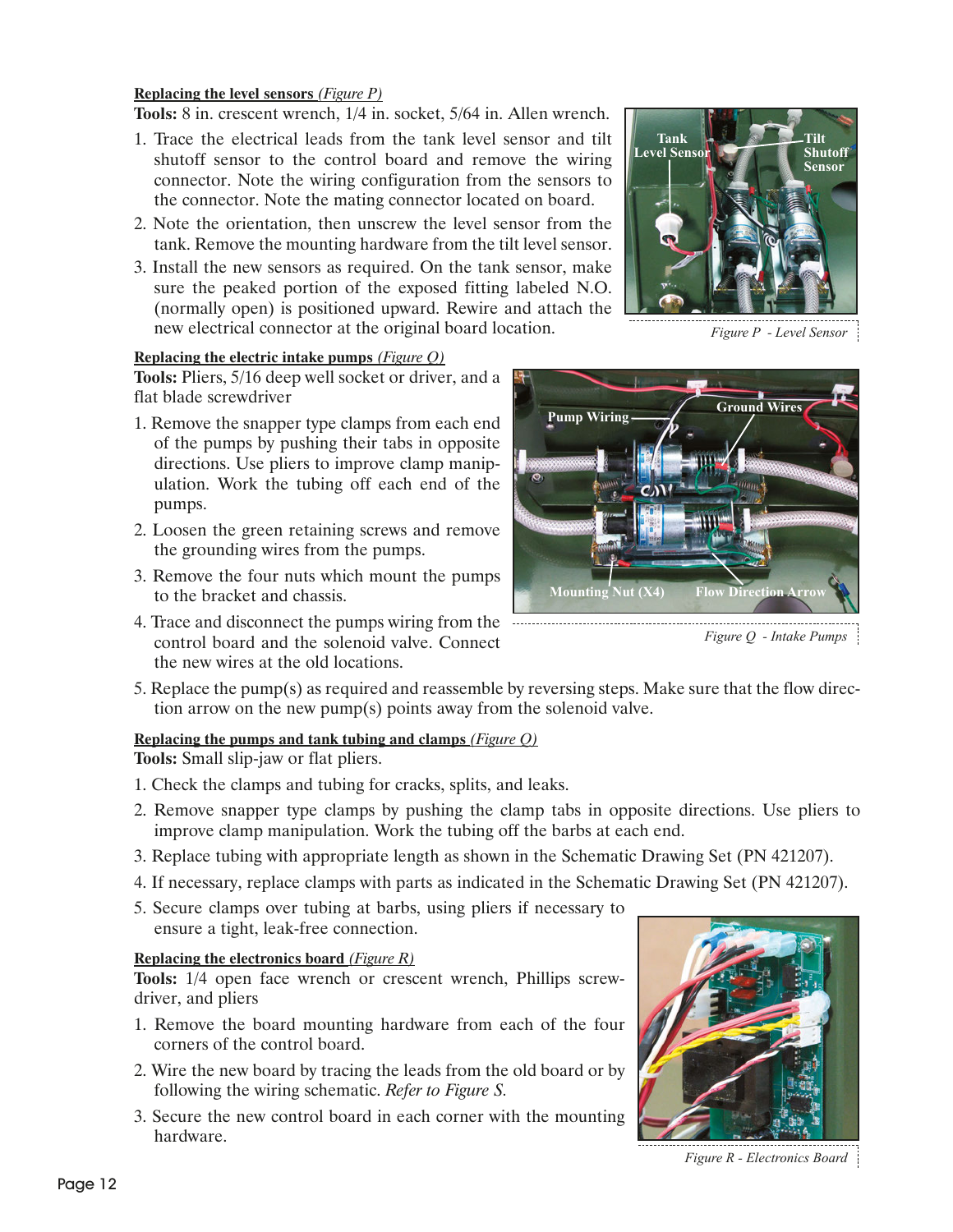**Replacing the level sensors** *(Figure P)*

**Tools:** 8 in. crescent wrench, 1/4 in. socket, 5/64 in. Allen wrench.

1. Trace the electrical leads from the tank level sensor and tilt shutoff sensor to the control board and remove the wiring connector. Note the wiring configuration from the sensors to the connector. Note the mating connector located on board.
2. Note the orientation, then unscrew the level sensor from the tank. Remove the mounting hardware from the tilt level sensor.
3. Install the new sensors as required. On the tank sensor, make sure the peaked portion of the exposed fitting labeled N.O. (normally open) is positioned upward. Rewire and attach the new electrical connector at the original board location.

*Figure P - Level Sensor*

**Replacing the electric intake pumps** *(Figure Q)*

**Tools:** Pliers, 5/16 deep well socket or driver, and a flat blade screwdriver

1. Remove the snapper type clamps from each end of the pumps by pushing their tabs in opposite directions. Use pliers to improve clamp manipulation. Work the tubing off each end of the pumps.
2. Loosen the green retaining screws and remove the grounding wires from the pumps.
3. Remove the four nuts which mount the pumps to the bracket and chassis.
4. Trace and disconnect the pumps wiring from the control board and the solenoid valve. Connect the new wires at the old locations.
5. Replace the pump(s) as required and reassemble by reversing steps. Make sure that the flow direction arrow on the new pump(s) points away from the solenoid valve.

*Figure Q - Intake Pumps*

**Replacing the pumps and tank tubing and clamps** *(Figure Q)*

**Tools:** Small slip-jaw or flat pliers.

1. Check the clamps and tubing for cracks, splits, and leaks.
2. Remove snapper type clamps by pushing the clamp tabs in opposite directions. Use pliers to improve clamp manipulation. Work the tubing off the barbs at each end.
3. Replace tubing with appropriate length as shown in the Schematic Drawing Set (PN 421207).
4. If necessary, replace clamps with parts as indicated in the Schematic Drawing Set (PN 421207).
5. Secure clamps over tubing at barbs, using pliers if necessary to ensure a tight, leak-free connection.

**Replacing the electronics board** *(Figure R)*

**Tools:** 1/4 open face wrench or crescent wrench, Phillips screwdriver, and pliers

1. Remove the board mounting hardware from each of the four corners of the control board.
2. Wire the new board by tracing the leads from the old board or by following the wiring schematic. *Refer to Figure S.*
3. Secure the new control board in each corner with the mounting hardware.

*Figure R - Electronics Board*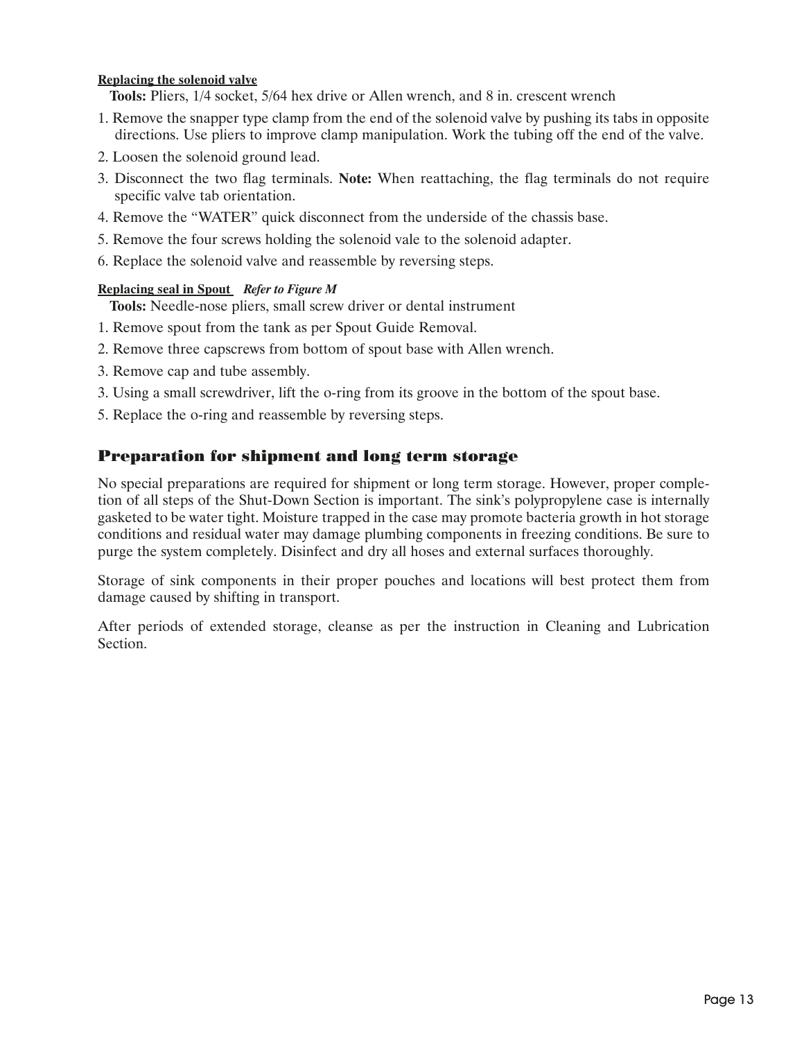**Replacing the solenoid valve**

**Tools:** Pliers, 1/4 socket, 5/64 hex drive or Allen wrench, and 8 in. crescent wrench

1. Remove the snapper type clamp from the end of the solenoid valve by pushing its tabs in opposite directions. Use pliers to improve clamp manipulation. Work the tubing off the end of the valve.
2. Loosen the solenoid ground lead.
3. Disconnect the two flag terminals. **Note:** When reattaching, the flag terminals do not require specific valve tab orientation.
4. Remove the "WATER" quick disconnect from the underside of the chassis base.
5. Remove the four screws holding the solenoid vale to the solenoid adapter.
6. Replace the solenoid valve and reassemble by reversing steps.

**Replacing seal in Spout** ***Refer to Figure M***

**Tools:** Needle-nose pliers, small screw driver or dental instrument

1. Remove spout from the tank as per Spout Guide Removal.
2. Remove three capscrews from bottom of spout base with Allen wrench.
3. Remove cap and tube assembly.
3. Using a small screwdriver, lift the o-ring from its groove in the bottom of the spout base.
5. Replace the o-ring and reassemble by reversing steps.

## Preparation for shipment and long term storage

No special preparations are required for shipment or long term storage. However, proper completion of all steps of the Shut-Down Section is important. The sink's polypropylene case is internally gasketed to be water tight. Moisture trapped in the case may promote bacteria growth in hot storage conditions and residual water may damage plumbing components in freezing conditions. Be sure to purge the system completely. Disinfect and dry all hoses and external surfaces thoroughly.

Storage of sink components in their proper pouches and locations will best protect them from damage caused by shifting in transport.

After periods of extended storage, cleanse as per the instruction in Cleaning and Lubrication Section.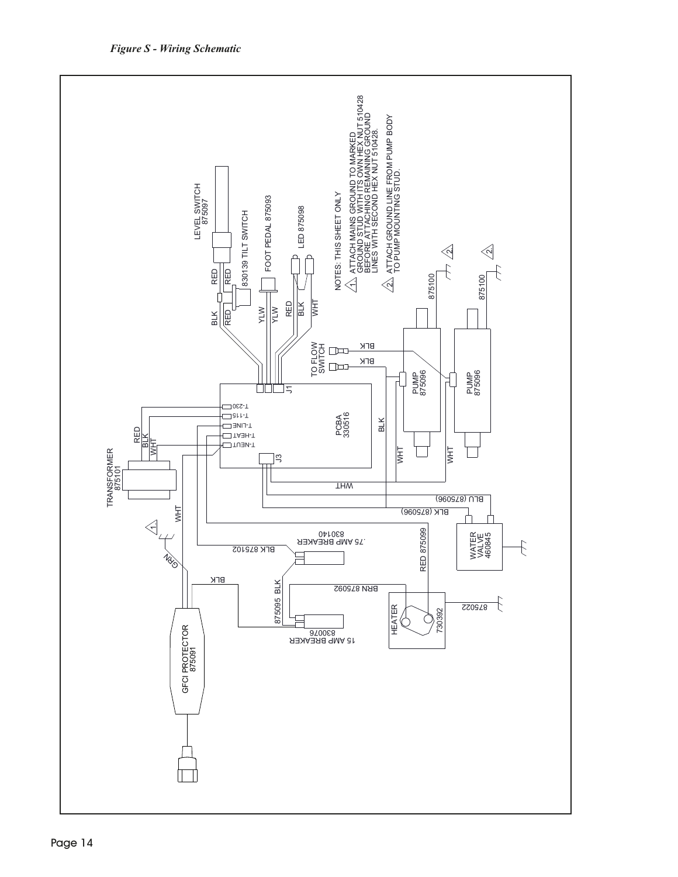*Figure S - Wiring Schematic*

NOTES: THIS SHEET ONLY

1. ATTACH MAINS GROUND TO MARKED GROUND STUD WITH ITS OWN HEX NUT 510428 BEFORE ATTACHING REMAINING GROUND LINES WITH SECOND HEX NUT 510428.
2. ATTACH GROUND LINE FROM PUMP BODY TO PUMP MOUNTING STUD.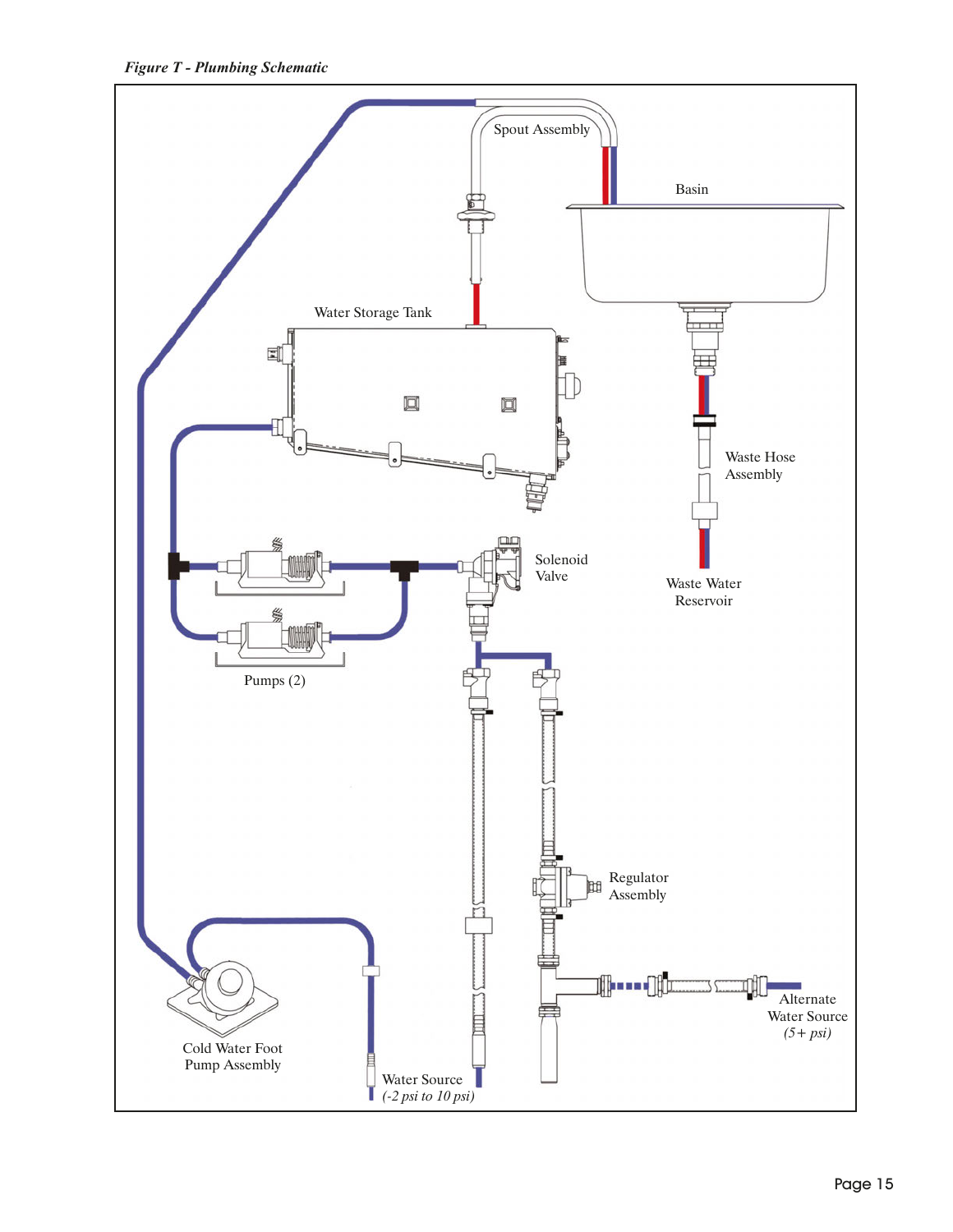*Figure T - Plumbing Schematic*

Spout Assembly

Basin

Water Storage Tank

Waste Hose Assembly

Solenoid Valve

Waste Water Reservoir

Pumps (2)

Regulator Assembly

Alternate Water Source *(5+ psi)*

Cold Water Foot Pump Assembly

Water Source *(-2 psi to 10 psi)*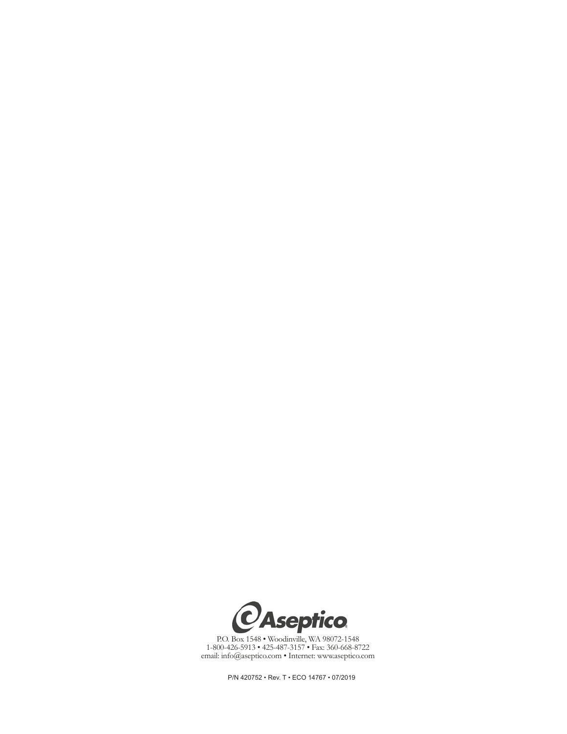Aseptico

P.O. Box 1548 • Woodinville, WA 98072-1548
1-800-426-5913 • 425-487-3157 • Fax: 360-668-8722
email: info@aseptico.com • Internet: www.aseptico.com

P/N 420752 • Rev. T • ECO 14767 • 07/2019